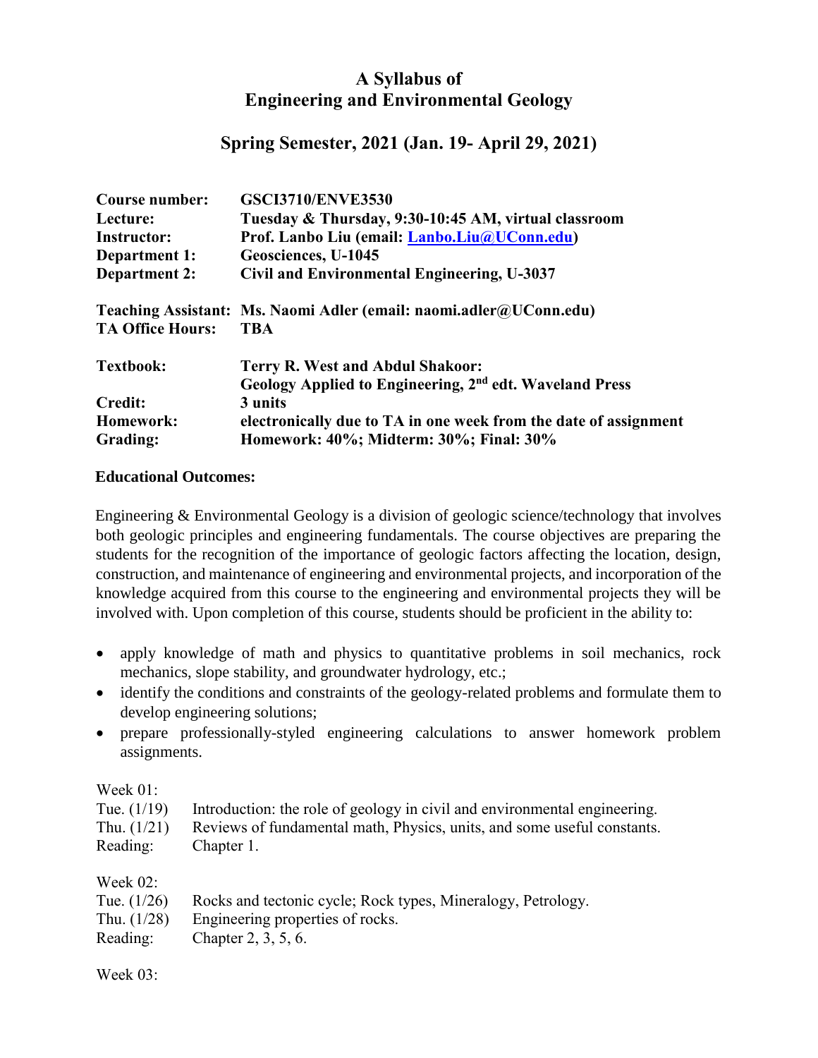# A Syllabus of Engineering and Environmental Geology

## Spring Semester, 2021 (Jan. 19- April 29, 2021)

| | |
|---|---|
| **Course number:** | **GSCI3710/ENVE3530** |
| **Lecture:** | **Tuesday & Thursday, 9:30-10:45 AM, virtual classroom** |
| **Instructor:** | **Prof. Lanbo Liu (email: Lanbo.Liu@UConn.edu)** |
| **Department 1:** | **Geosciences, U-1045** |
| **Department 2:** | **Civil and Environmental Engineering, U-3037** |
| **Teaching Assistant:** | **Ms. Naomi Adler (email: naomi.adler@UConn.edu)** |
| **TA Office Hours:** | **TBA** |
| **Textbook:** | **Terry R. West and Abdul Shakoor: Geology Applied to Engineering, 2nd edt. Waveland Press** |
| **Credit:** | **3 units** |
| **Homework:** | **electronically due to TA in one week from the date of assignment** |
| **Grading:** | **Homework: 40%; Midterm: 30%; Final: 30%** |

**Educational Outcomes:**

Engineering & Environmental Geology is a division of geologic science/technology that involves both geologic principles and engineering fundamentals. The course objectives are preparing the students for the recognition of the importance of geologic factors affecting the location, design, construction, and maintenance of engineering and environmental projects, and incorporation of the knowledge acquired from this course to the engineering and environmental projects they will be involved with. Upon completion of this course, students should be proficient in the ability to:

- apply knowledge of math and physics to quantitative problems in soil mechanics, rock mechanics, slope stability, and groundwater hydrology, etc.;
- identify the conditions and constraints of the geology-related problems and formulate them to develop engineering solutions;
- prepare professionally-styled engineering calculations to answer homework problem assignments.

Week 01:

| | |
|---|---|
| Tue. (1/19) | Introduction: the role of geology in civil and environmental engineering. |
| Thu. (1/21) | Reviews of fundamental math, Physics, units, and some useful constants. |
| Reading: | Chapter 1. |

Week 02:

| | |
|---|---|
| Tue. (1/26) | Rocks and tectonic cycle; Rock types, Mineralogy, Petrology. |
| Thu. (1/28) | Engineering properties of rocks. |
| Reading: | Chapter 2, 3, 5, 6. |

Week 03: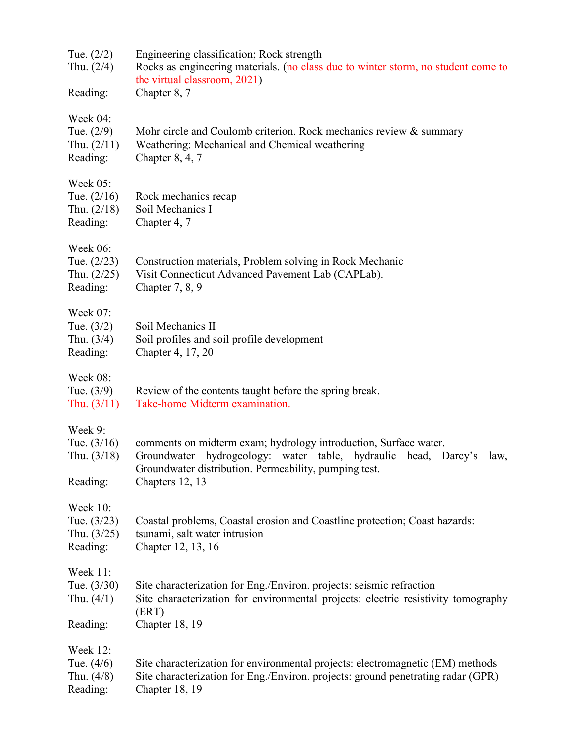Tue. (2/2) Engineering classification; Rock strength
Thu. (2/4) Rocks as engineering materials. (no class due to winter storm, no student come to the virtual classroom, 2021)
Reading: Chapter 8, 7

Week 04:
Tue. (2/9) Mohr circle and Coulomb criterion. Rock mechanics review & summary
Thu. (2/11) Weathering: Mechanical and Chemical weathering
Reading: Chapter 8, 4, 7

Week 05:
Tue. (2/16) Rock mechanics recap
Thu. (2/18) Soil Mechanics I
Reading: Chapter 4, 7

Week 06:
Tue. (2/23) Construction materials, Problem solving in Rock Mechanic
Thu. (2/25) Visit Connecticut Advanced Pavement Lab (CAPLab).
Reading: Chapter 7, 8, 9

Week 07:
Tue. (3/2) Soil Mechanics II
Thu. (3/4) Soil profiles and soil profile development
Reading: Chapter 4, 17, 20

Week 08:
Tue. (3/9) Review of the contents taught before the spring break.
Thu. (3/11) Take-home Midterm examination.

Week 9:
Tue. (3/16) comments on midterm exam; hydrology introduction, Surface water.
Thu. (3/18) Groundwater hydrogeology: water table, hydraulic head, Darcy's law, Groundwater distribution. Permeability, pumping test.
Reading: Chapters 12, 13

Week 10:
Tue. (3/23) Coastal problems, Coastal erosion and Coastline protection; Coast hazards:
Thu. (3/25) tsunami, salt water intrusion
Reading: Chapter 12, 13, 16

Week 11:
Tue. (3/30) Site characterization for Eng./Environ. projects: seismic refraction
Thu. (4/1) Site characterization for environmental projects: electric resistivity tomography (ERT)
Reading: Chapter 18, 19

Week 12:
Tue. (4/6) Site characterization for environmental projects: electromagnetic (EM) methods
Thu. (4/8) Site characterization for Eng./Environ. projects: ground penetrating radar (GPR)
Reading: Chapter 18, 19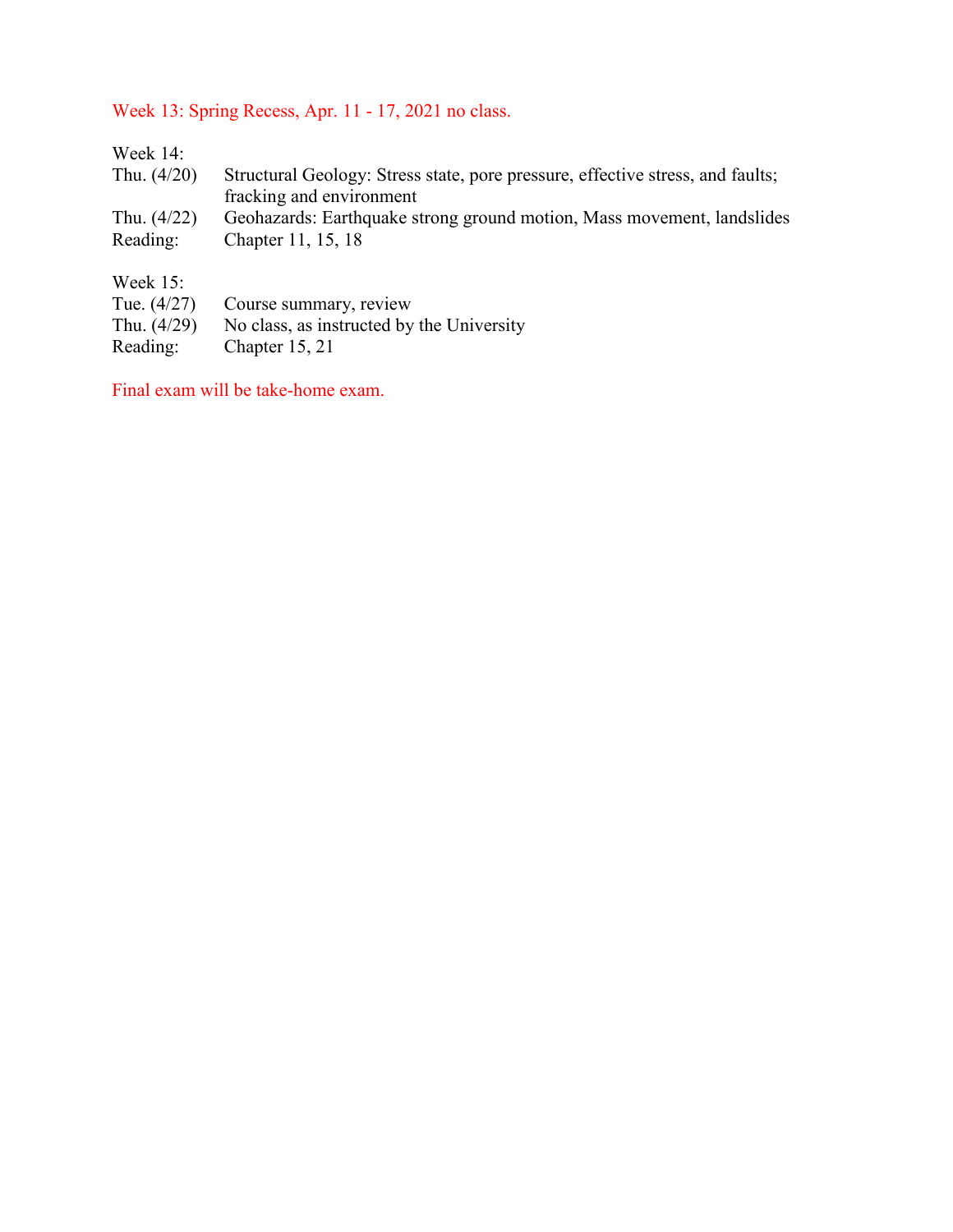Week 13: Spring Recess, Apr. 11 - 17, 2021 no class.

Week 14:

| | |
|---|---|
| Thu. (4/20) | Structural Geology: Stress state, pore pressure, effective stress, and faults; fracking and environment |
| Thu. (4/22) | Geohazards: Earthquake strong ground motion, Mass movement, landslides |
| Reading: | Chapter 11, 15, 18 |

Week 15:

| | |
|---|---|
| Tue. (4/27) | Course summary, review |
| Thu. (4/29) | No class, as instructed by the University |
| Reading: | Chapter 15, 21 |

Final exam will be take-home exam.